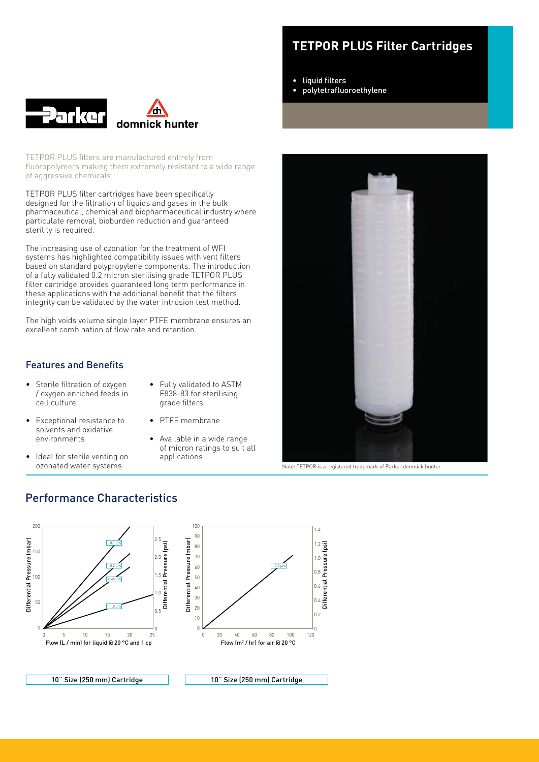# TETPOR PLUS Filter Cartridges

- liquid filters
- polytetrafluoroethylene

TETPOR PLUS filters are manufactured entirely from fluoropolymers making them extremely resistant to a wide range of aggressive chemicals.

TETPOR PLUS filter cartridges have been specifically designed for the filtration of liquids and gases in the bulk pharmaceutical, chemical and biopharmaceutical industry where particulate removal, bioburden reduction and guaranteed sterility is required.

The increasing use of ozonation for the treatment of WFI systems has highlighted compatibility issues with vent filters based on standard polypropylene components. The introduction of a fully validated 0.2 micron sterilising grade TETPOR PLUS filter cartridge provides guaranteed long term performance in these applications with the additional benefit that the filters integrity can be validated by the water intrusion test method.

The high voids volume single layer PTFE membrane ensures an excellent combination of flow rate and retention.

Note: TETPOR is a registered trademark of Parker domnick hunter

## Features and Benefits

- Sterile filtration of oxygen / oxygen enriched feeds in cell culture
- Exceptional resistance to solvents and oxidative environments
- Ideal for sterile venting on ozonated water systems
- Fully validated to ASTM F838-83 for sterilising grade filters
- PTFE membrane
- Available in a wide range of micron ratings to suit all applications

## Performance Characteristics

Differential Pressure (mbar) / Differential Pressure (psi) vs. Flow (L / min) for liquid @ 20 °C and 1 cp — 0.1 µm, 0.2 µm, 0.45 µm, 1.0 µm

10" Size (250 mm) Cartridge

Differential Pressure (mbar) / Differential Pressure (psi) vs. Flow (m³ / hr) for air @ 20 °C — 0.2 µm

10" Size (250 mm) Cartridge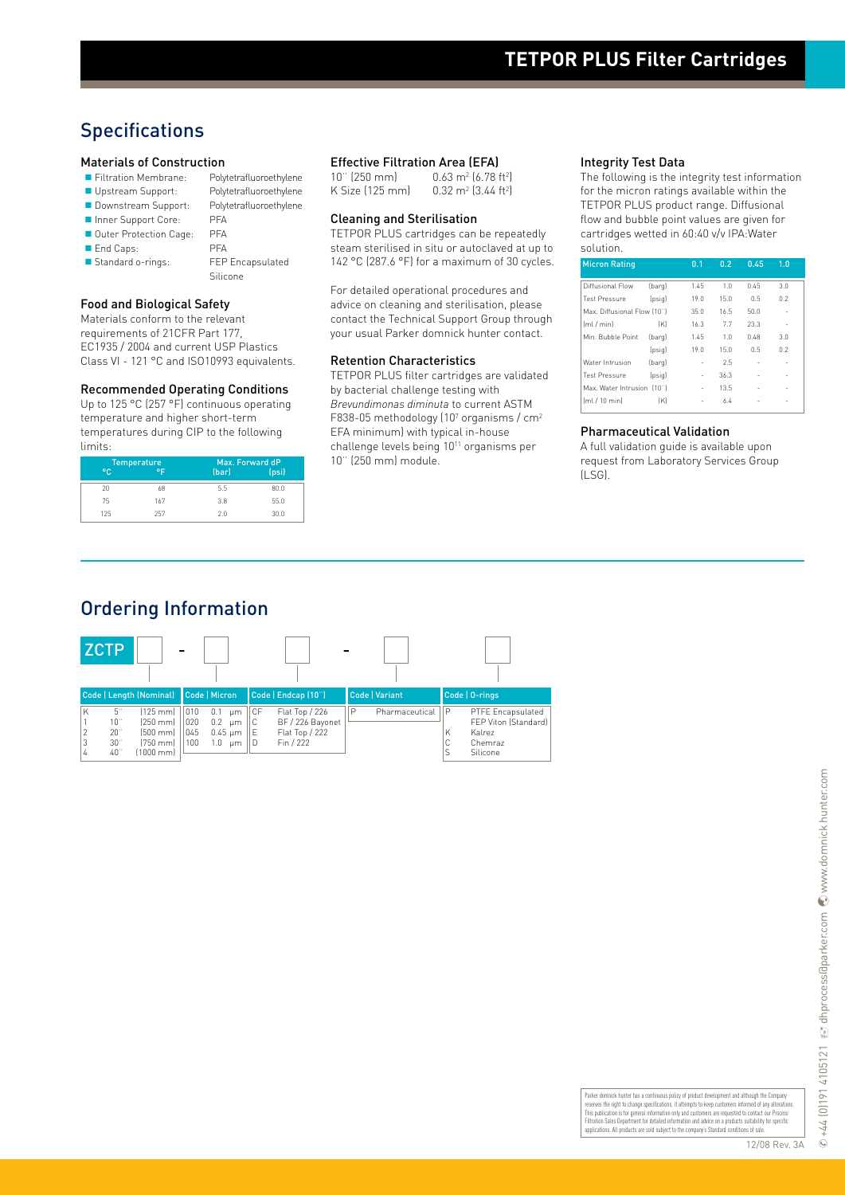# TETPOR PLUS Filter Cartridges

## Specifications

### Materials of Construction

- Filtration Membrane: Polytetrafluoroethylene
- Upstream Support: Polytetrafluoroethylene
- Downstream Support: Polytetrafluoroethylene
- Inner Support Core: PFA
- Outer Protection Cage: PFA
- End Caps: PFA
- Standard o-rings: FEP Encapsulated Silicone

### Food and Biological Safety

Materials conform to the relevant requirements of 21CFR Part 177, EC1935 / 2004 and current USP Plastics Class VI - 121 °C and ISO10993 equivalents.

### Recommended Operating Conditions

Up to 125 °C (257 °F) continuous operating temperature and higher short-term temperatures during CIP to the following limits:

| Temperature | | Max. Forward dP | |
|---|---|---|---|
| °C | °F | (bar) | (psi) |
| 20 | 68 | 5.5 | 80.0 |
| 75 | 167 | 3.8 | 55.0 |
| 125 | 257 | 2.0 | 30.0 |

### Effective Filtration Area (EFA)

| | |
|---|---|
| 10" (250 mm) | 0.63 $m^2$ (6.78 $ft^2$) |
| K Size (125 mm) | 0.32 $m^2$ (3.44 $ft^2$) |

### Cleaning and Sterilisation

TETPOR PLUS cartridges can be repeatedly steam sterilised in situ or autoclaved at up to 142 °C (287.6 °F) for a maximum of 30 cycles.

For detailed operational procedures and advice on cleaning and sterilisation, please contact the Technical Support Group through your usual Parker domnick hunter contact.

### Retention Characteristics

TETPOR PLUS filter cartridges are validated by bacterial challenge testing with *Brevundimonas diminuta* to current ASTM F838-05 methodology ($10^7$ organisms / $cm^2$ EFA minimum) with typical in-house challenge levels being $10^{11}$ organisms per 10" (250 mm) module.

### Integrity Test Data

The following is the integrity test information for the micron ratings available within the TETPOR PLUS product range. Diffusional flow and bubble point values are given for cartridges wetted in 60:40 v/v IPA:Water solution.

| Micron Rating | | 0.1 | 0.2 | 0.45 | 1.0 |
|---|---|---|---|---|---|
| Diffusional Flow | (barg) | 1.45 | 1.0 | 0.45 | 3.0 |
| Test Pressure | (psig) | 19.0 | 15.0 | 0.5 | 0.2 |
| Max. Diffusional Flow (10") | | 35.0 | 16.5 | 50.0 | - |
| (ml / min) | (K) | 16.3 | 7.7 | 23.3 | - |
| Min. Bubble Point | (barg) | 1.45 | 1.0 | 0.48 | 3.0 |
| | (psig) | 19.0 | 15.0 | 0.5 | 0.2 |
| Water Intrusion | (barg) | - | 2.5 | - | - |
| Test Pressure | (psig) | - | 36.3 | - | - |
| Max. Water Intrusion (10") | | - | 13.5 | - | - |
| (ml / 10 min) | (K) | - | 6.4 | - | - |

### Pharmaceutical Validation

A full validation guide is available upon request from Laboratory Services Group (LSG).

## Ordering Information

ZCTP [ ] [ ] - [ ] [ ] - [ ] [ ]

| Code | Length (Nominal) | |
|---|---|---|
| K | 5" | (125 mm) |
| 1 | 10" | (250 mm) |
| 2 | 20" | (500 mm) |
| 3 | 30" | (750 mm) |
| 4 | 40" | (1000 mm) |

| Code | Micron |
|---|---|
| 010 | 0.1 µm |
| 020 | 0.2 µm |
| 045 | 0.45 µm |
| 100 | 1.0 µm |

| Code | Endcap (10") |
|---|---|
| CF | Flat Top / 226 |
| C | BF / 226 Bayonet |
| E | Flat Top / 222 |
| D | Fin / 222 |

| Code | Variant |
|---|---|
| P | Pharmaceutical |

| Code | O-rings |
|---|---|
| P | PTFE Encapsulated FEP Viton (Standard) |
| K | Kalrez |
| C | Chemraz |
| S | Silicone |

Parker domnick hunter has a continuous policy of product development and although the Company reserves the right to change specifications, it attempts to keep customers informed of any alterations. This publication is for general information only and customers are requested to contact our Process Filtration Sales Department for detailed information and advice on a products suitability for specific applications. All products are sold subject to the company's Standard conditions of sale.

12/08 Rev. 3A

+44 (0)191 4105121 dhprocess@parker.com www.domnick hunter.com